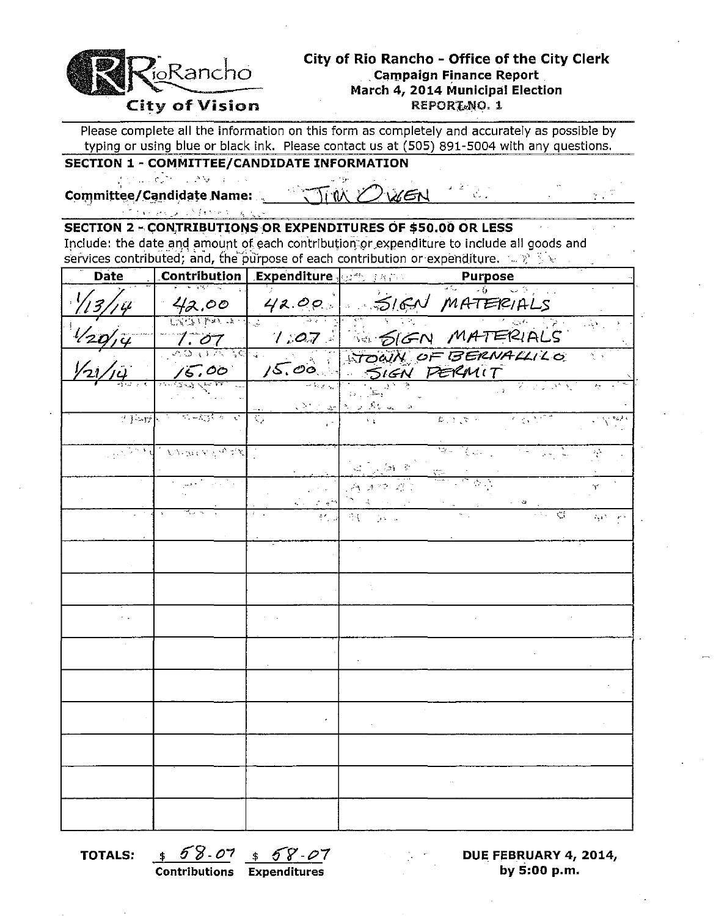RioRancho

City of Vision

# City of Rio Rancho - Office of the City Clerk

**Campaign Finance Report**

**March 4, 2014 Municipal Election**

**REPORT NO. 1**

Please complete all the information on this form as completely and accurately as possible by typing or using blue or black ink. Please contact us at (505) 891-5004 with any questions.

## SECTION 1 - COMMITTEE/CANDIDATE INFORMATION

**Committee/Candidate Name:** JIM OWEN

## SECTION 2 - CONTRIBUTIONS OR EXPENDITURES OF $50.00 OR LESS

Include: the date and amount of each contribution or expenditure to include all goods and services contributed; and, the purpose of each contribution or expenditure.

| Date | Contribution | Expenditure | Purpose |
|---|---|---|---|
| 1/13/14 | 42.00 | 42.00 | SIGN MATERIALS |
| 1/20/14 | 1.07 | 1.07 | SIGN MATERIALS |
| 1/21/14 | 15.00 | 15.00 | TOWN OF BERNALILLO SIGN PERMIT |
| | | | |
| | | | |
| | | | |
| | | | |
| | | | |
| | | | |
| | | | |
| | | | |
| | | | |
| | | | |
| | | | |
| | | | |
| | | | |
| | | | |

**TOTALS:** $ 58.07 (Contributions) $ 58.07 (Expenditures)

**DUE FEBRUARY 4, 2014, by 5:00 p.m.**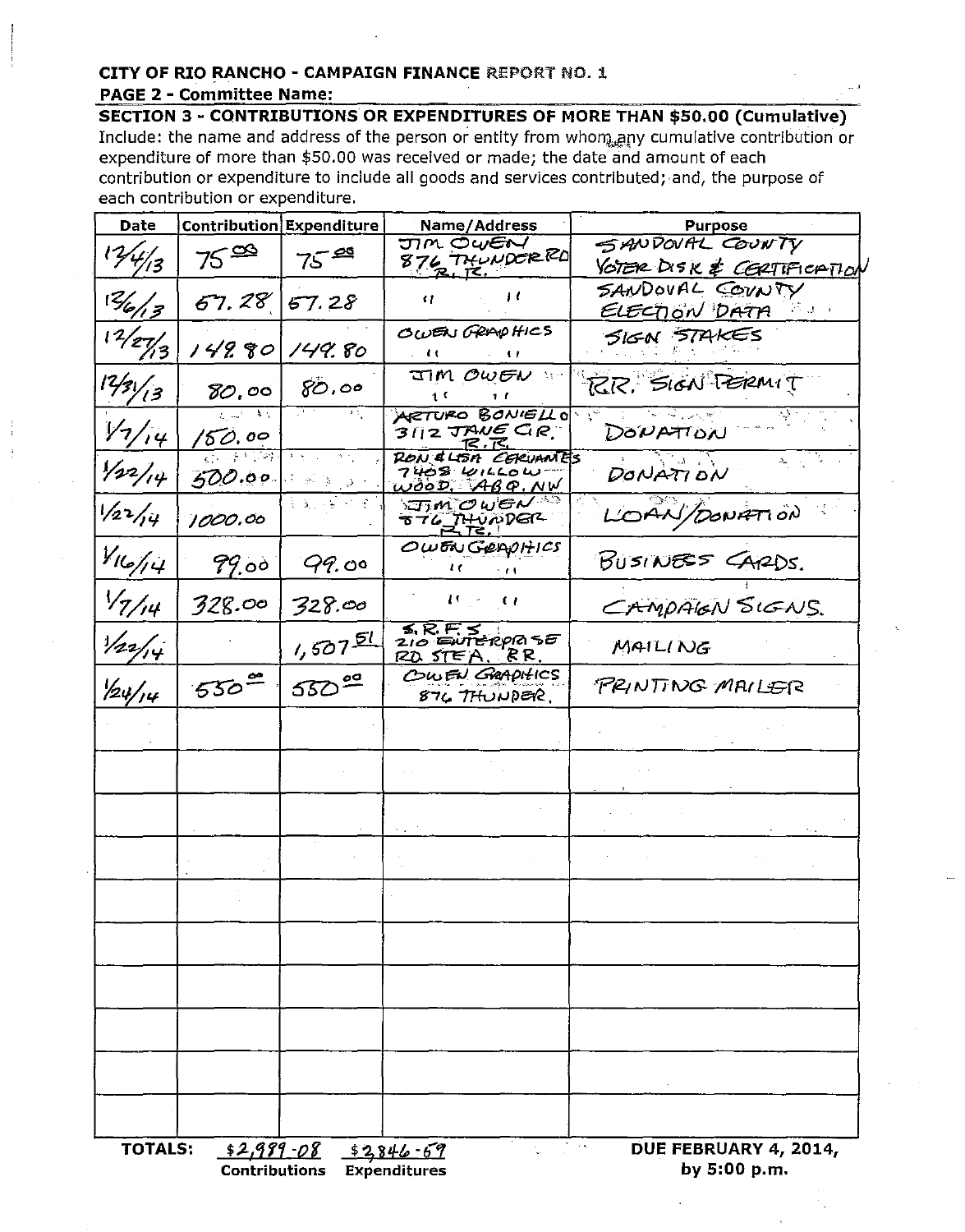**CITY OF RIO RANCHO - CAMPAIGN FINANCE REPORT NO. 1**

**PAGE 2 - Committee Name:**

**SECTION 3 - CONTRIBUTIONS OR EXPENDITURES OF MORE THAN $50.00 (Cumulative)**

Include: the name and address of the person or entity from whom any cumulative contribution or expenditure of more than $50.00 was received or made; the date and amount of each contribution or expenditure to include all goods and services contributed; and, the purpose of each contribution or expenditure.

| Date | Contribution | Expenditure | Name/Address | Purpose |
|---|---|---|---|---|
| 12/4/13 | 75.00 | 75.00 | JIM OWEN 876 THUNDER RD R.R. | SANDOVAL COUNTY VOTER DISK & CERTIFICATION |
| 12/6/13 | 67.28 | 57.28 | " " | SANDOVAL COUNTY ELECTION DATA |
| 12/27/13 | 149.80 | 149.80 | OWEN GRAPHICS " " | SIGN STAKES |
| 12/31/13 | 80.00 | 80.00 | JIM OWEN " " | RR. SIGN PERMIT |
| 1/7/14 | 150.00 | | ARTURO BONIELLO 3112 JANE CIR. R.R. | DONATION |
| 1/22/14 | 500.00 | | RON & LISA CERVANTES 7408 WILLOWWOOD. ABQ. NW | DONATION |
| 1/22/14 | 1000.00 | | JIM OWEN 876 THUNDER R.R. | LOAN/DONATION |
| 1/16/14 | 99.00 | 99.00 | OWEN GRAPHICS " " | BUSINESS CARDS. |
| 1/7/14 | 328.00 | 328.00 | " " | CAMPAIGN SIGNS. |
| 1/22/14 | | 1,507.51 | S.R.F.S 210 ENTERPRISE RD STE A. RR. | MAILING |
| 1/24/14 | 550.00 | 550.00 | OWEN GRAPHICS 876 THUNDER. | PRINTING MAILER |
| | | | | |
| | | | | |
| | | | | |
| | | | | |
| | | | | |
| | | | | |
| | | | | |
| | | | | |
| | | | | |

**TOTALS:** $2,989.08 Contributions $2,846.69 Expenditures

**DUE FEBRUARY 4, 2014, by 5:00 p.m.**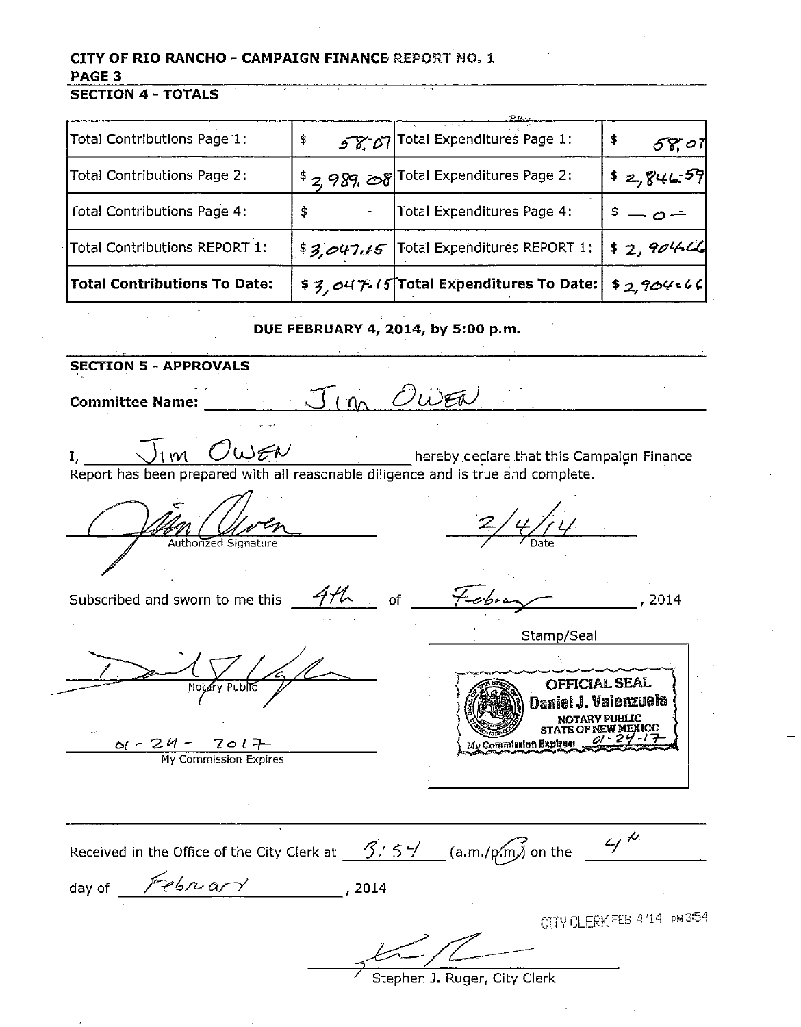**CITY OF RIO RANCHO - CAMPAIGN FINANCE REPORT NO. 1**
**PAGE 3**

## SECTION 4 - TOTALS

| | | | |
|---|---|---|---|
| Total Contributions Page 1: | $ 58.07 | Total Expenditures Page 1: | $ 58.07 |
| Total Contributions Page 2: | $ 2,989.08 | Total Expenditures Page 2: | $ 2,846.59 |
| Total Contributions Page 4: | $ - | Total Expenditures Page 4: | $ -0- |
| Total Contributions REPORT 1: | $ 3,047.15 | Total Expenditures REPORT 1: | $ 2,904.66 |
| **Total Contributions To Date:** | $ 3,047.15 | **Total Expenditures To Date:** | $ 2,904.66 |

**DUE FEBRUARY 4, 2014, by 5:00 p.m.**

## SECTION 5 - APPROVALS

**Committee Name:** Jim Owen

I, Jim Owen hereby declare that this Campaign Finance Report has been prepared with all reasonable diligence and is true and complete.

Authorized Signature: [signature]  Date: 2/4/14

Subscribed and sworn to me this 4th of February, 2014

Notary Public: [signature]

01-24-2017
My Commission Expires

Stamp/Seal

OFFICIAL SEAL
Daniel J. Valenzuela
NOTARY PUBLIC
STATE OF NEW MEXICO
My Commission Expires 01-24-17

Received in the Office of the City Clerk at 3:54 (a.m./p.m.) on the 4th day of February, 2014

CITY CLERK FEB 4 '14 PM 3:54

[signature]
Stephen J. Ruger, City Clerk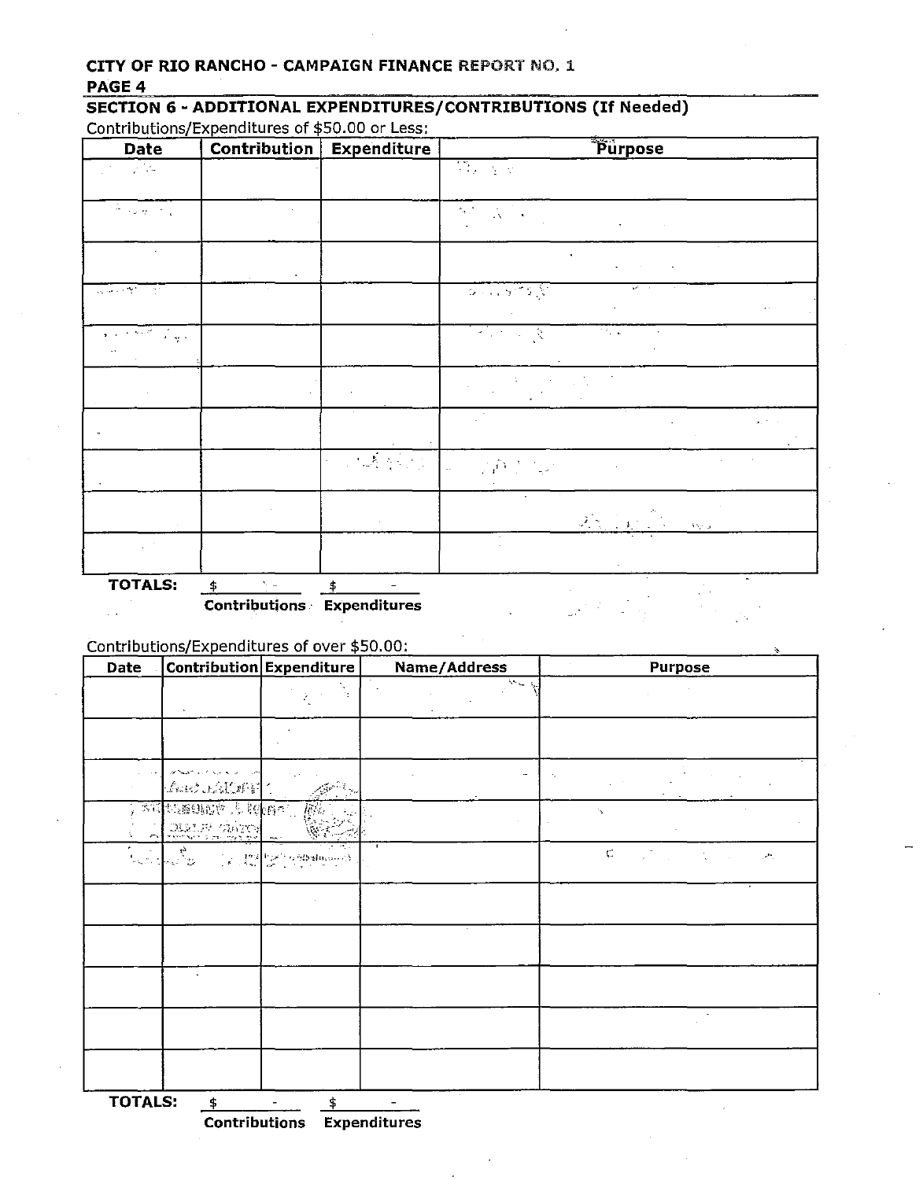**CITY OF RIO RANCHO - CAMPAIGN FINANCE REPORT NO. 1**

**PAGE 4**

## SECTION 6 - ADDITIONAL EXPENDITURES/CONTRIBUTIONS (If Needed)

Contributions/Expenditures of $50.00 or Less:

| Date | Contribution | Expenditure | Purpose |
|---|---|---|---|
| | | | |
| | | | |
| | | | |
| | | | |
| | | | |
| | | | |
| | | | |
| | | | |
| | | | |
| | | | |

**TOTALS:** $ - (**Contributions**) $ - (**Expenditures**)

Contributions/Expenditures of over $50.00:

| Date | Contribution | Expenditure | Name/Address | Purpose |
|---|---|---|---|---|
| | | | | |
| | | | | |
| | | | | |
| | | | | |
| | | | | |
| | | | | |
| | | | | |
| | | | | |
| | | | | |
| | | | | |

**TOTALS:** $ - (**Contributions**) $ - (**Expenditures**)